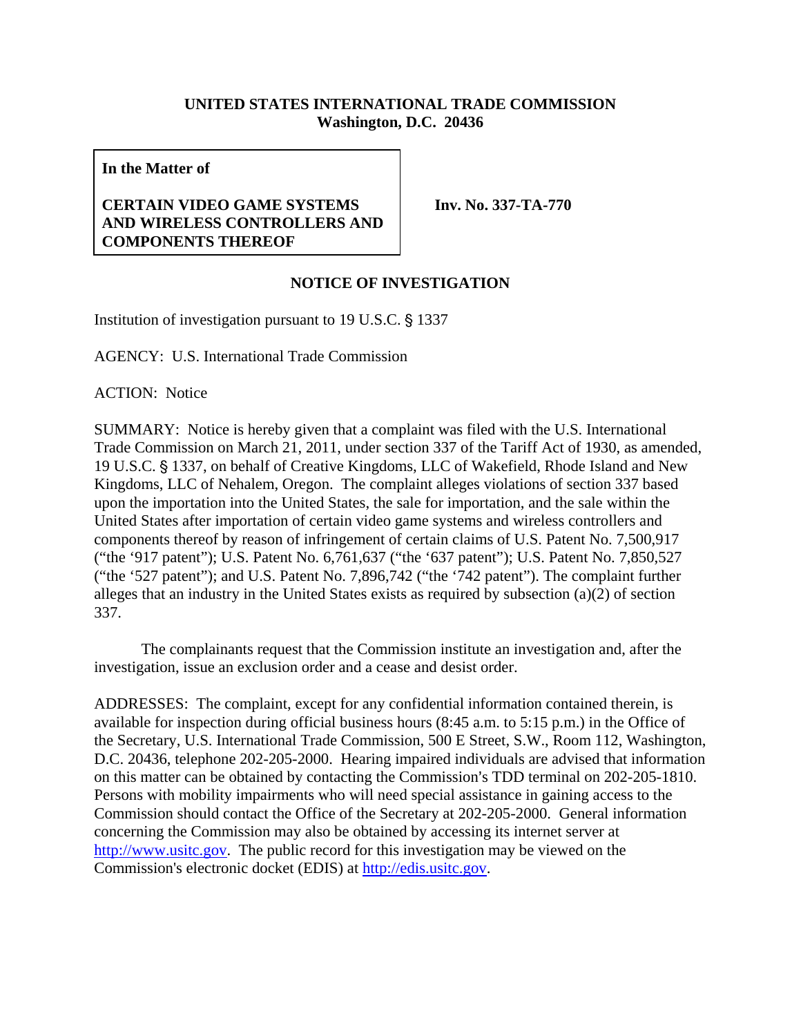**UNITED STATES INTERNATIONAL TRADE COMMISSION**
**Washington, D.C. 20436**

| **In the Matter of**<br><br>**CERTAIN VIDEO GAME SYSTEMS AND WIRELESS CONTROLLERS AND COMPONENTS THEREOF** | **Inv. No. 337-TA-770** |
|---|---|

## NOTICE OF INVESTIGATION

Institution of investigation pursuant to 19 U.S.C. § 1337

AGENCY: U.S. International Trade Commission

ACTION: Notice

SUMMARY: Notice is hereby given that a complaint was filed with the U.S. International Trade Commission on March 21, 2011, under section 337 of the Tariff Act of 1930, as amended, 19 U.S.C. § 1337, on behalf of Creative Kingdoms, LLC of Wakefield, Rhode Island and New Kingdoms, LLC of Nehalem, Oregon. The complaint alleges violations of section 337 based upon the importation into the United States, the sale for importation, and the sale within the United States after importation of certain video game systems and wireless controllers and components thereof by reason of infringement of certain claims of U.S. Patent No. 7,500,917 ("the '917 patent"); U.S. Patent No. 6,761,637 ("the '637 patent"); U.S. Patent No. 7,850,527 ("the '527 patent"); and U.S. Patent No. 7,896,742 ("the '742 patent"). The complaint further alleges that an industry in the United States exists as required by subsection (a)(2) of section 337.

The complainants request that the Commission institute an investigation and, after the investigation, issue an exclusion order and a cease and desist order.

ADDRESSES: The complaint, except for any confidential information contained therein, is available for inspection during official business hours (8:45 a.m. to 5:15 p.m.) in the Office of the Secretary, U.S. International Trade Commission, 500 E Street, S.W., Room 112, Washington, D.C. 20436, telephone 202-205-2000. Hearing impaired individuals are advised that information on this matter can be obtained by contacting the Commission's TDD terminal on 202-205-1810. Persons with mobility impairments who will need special assistance in gaining access to the Commission should contact the Office of the Secretary at 202-205-2000. General information concerning the Commission may also be obtained by accessing its internet server at http://www.usitc.gov. The public record for this investigation may be viewed on the Commission's electronic docket (EDIS) at http://edis.usitc.gov.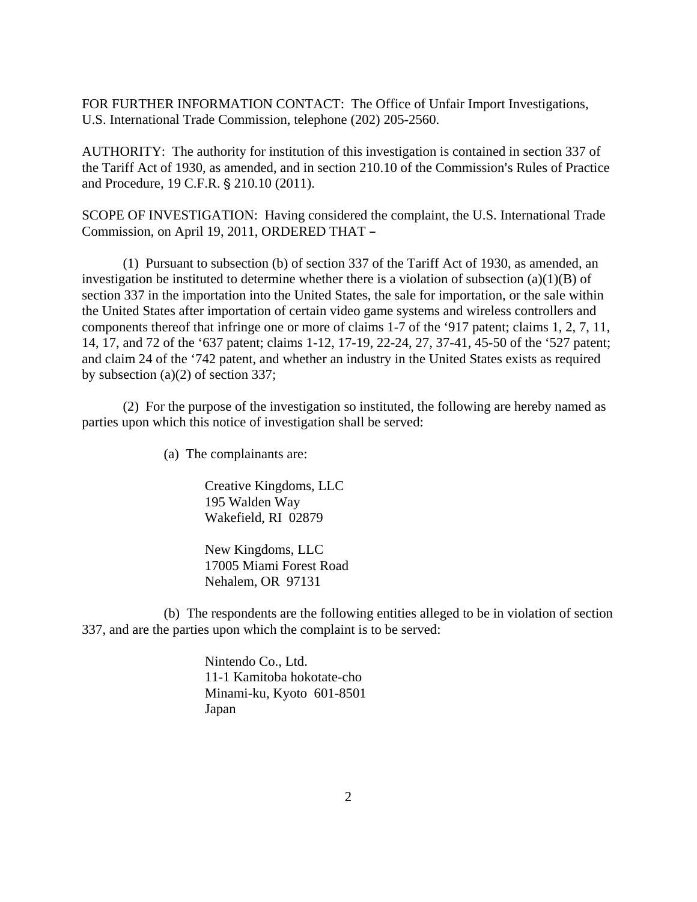FOR FURTHER INFORMATION CONTACT: The Office of Unfair Import Investigations, U.S. International Trade Commission, telephone (202) 205-2560.

AUTHORITY: The authority for institution of this investigation is contained in section 337 of the Tariff Act of 1930, as amended, and in section 210.10 of the Commission's Rules of Practice and Procedure, 19 C.F.R. § 210.10 (2011).

SCOPE OF INVESTIGATION: Having considered the complaint, the U.S. International Trade Commission, on April 19, 2011, ORDERED THAT –

(1) Pursuant to subsection (b) of section 337 of the Tariff Act of 1930, as amended, an investigation be instituted to determine whether there is a violation of subsection (a)(1)(B) of section 337 in the importation into the United States, the sale for importation, or the sale within the United States after importation of certain video game systems and wireless controllers and components thereof that infringe one or more of claims 1-7 of the '917 patent; claims 1, 2, 7, 11, 14, 17, and 72 of the '637 patent; claims 1-12, 17-19, 22-24, 27, 37-41, 45-50 of the '527 patent; and claim 24 of the '742 patent, and whether an industry in the United States exists as required by subsection (a)(2) of section 337;

(2) For the purpose of the investigation so instituted, the following are hereby named as parties upon which this notice of investigation shall be served:

(a) The complainants are:

Creative Kingdoms, LLC
195 Walden Way
Wakefield, RI 02879

New Kingdoms, LLC
17005 Miami Forest Road
Nehalem, OR 97131

(b) The respondents are the following entities alleged to be in violation of section 337, and are the parties upon which the complaint is to be served:

Nintendo Co., Ltd.
11-1 Kamitoba hokotate-cho
Minami-ku, Kyoto 601-8501
Japan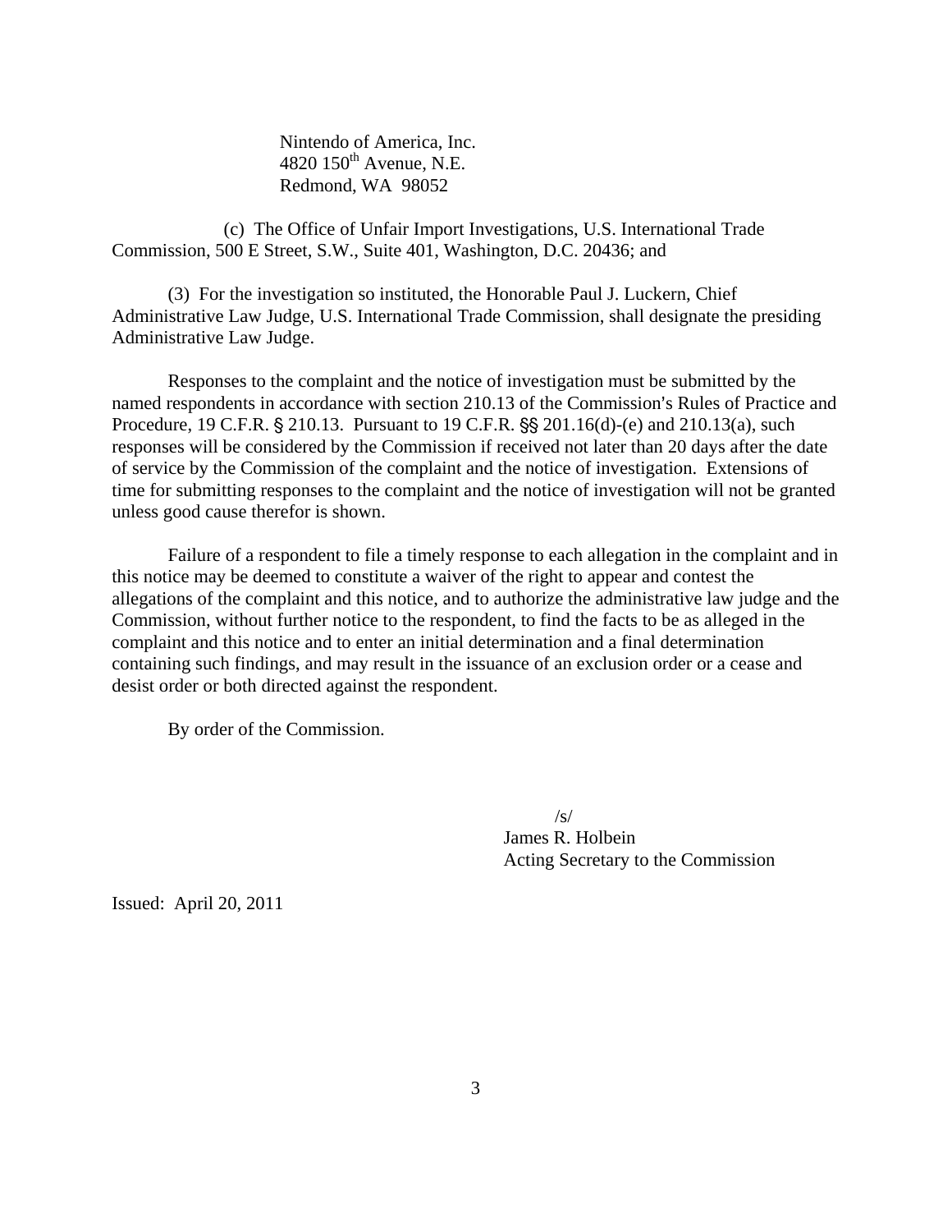Nintendo of America, Inc.
4820 150th Avenue, N.E.
Redmond, WA 98052

(c) The Office of Unfair Import Investigations, U.S. International Trade Commission, 500 E Street, S.W., Suite 401, Washington, D.C. 20436; and

(3) For the investigation so instituted, the Honorable Paul J. Luckern, Chief Administrative Law Judge, U.S. International Trade Commission, shall designate the presiding Administrative Law Judge.

Responses to the complaint and the notice of investigation must be submitted by the named respondents in accordance with section 210.13 of the Commission's Rules of Practice and Procedure, 19 C.F.R. § 210.13. Pursuant to 19 C.F.R. §§ 201.16(d)-(e) and 210.13(a), such responses will be considered by the Commission if received not later than 20 days after the date of service by the Commission of the complaint and the notice of investigation. Extensions of time for submitting responses to the complaint and the notice of investigation will not be granted unless good cause therefor is shown.

Failure of a respondent to file a timely response to each allegation in the complaint and in this notice may be deemed to constitute a waiver of the right to appear and contest the allegations of the complaint and this notice, and to authorize the administrative law judge and the Commission, without further notice to the respondent, to find the facts to be as alleged in the complaint and this notice and to enter an initial determination and a final determination containing such findings, and may result in the issuance of an exclusion order or a cease and desist order or both directed against the respondent.

By order of the Commission.

/s/
James R. Holbein
Acting Secretary to the Commission

Issued: April 20, 2011